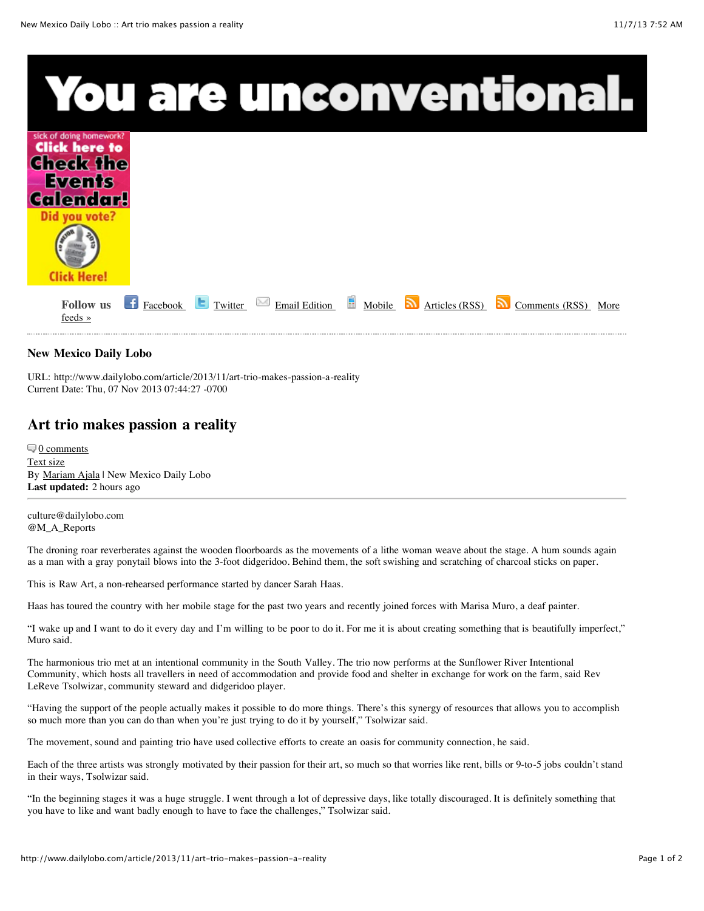Follow us Facebook Twitter Email Edition Mobile Articles (RSS) Comments (RSS) More feeds »

**New Mexico Daily Lobo**

URL: http://www.dailylobo.com/article/2013/11/art-trio-makes-passion-a-reality
Current Date: Thu, 07 Nov 2013 07:44:27 -0700

## Art trio makes passion a reality

0 comments
Text size
By Mariam Ajala | New Mexico Daily Lobo
**Last updated:** 2 hours ago

culture@dailylobo.com
@M_A_Reports

The droning roar reverberates against the wooden floorboards as the movements of a lithe woman weave about the stage. A hum sounds again as a man with a gray ponytail blows into the 3-foot didgeridoo. Behind them, the soft swishing and scratching of charcoal sticks on paper.

This is Raw Art, a non-rehearsed performance started by dancer Sarah Haas.

Haas has toured the country with her mobile stage for the past two years and recently joined forces with Marisa Muro, a deaf painter.

"I wake up and I want to do it every day and I'm willing to be poor to do it. For me it is about creating something that is beautifully imperfect," Muro said.

The harmonious trio met at an intentional community in the South Valley. The trio now performs at the Sunflower River Intentional Community, which hosts all travellers in need of accommodation and provide food and shelter in exchange for work on the farm, said Rev LeReve Tsolwizar, community steward and didgeridoo player.

"Having the support of the people actually makes it possible to do more things. There's this synergy of resources that allows you to accomplish so much more than you can do than when you're just trying to do it by yourself," Tsolwizar said.

The movement, sound and painting trio have used collective efforts to create an oasis for community connection, he said.

Each of the three artists was strongly motivated by their passion for their art, so much so that worries like rent, bills or 9-to-5 jobs couldn't stand in their ways, Tsolwizar said.

"In the beginning stages it was a huge struggle. I went through a lot of depressive days, like totally discouraged. It is definitely something that you have to like and want badly enough to have to face the challenges," Tsolwizar said.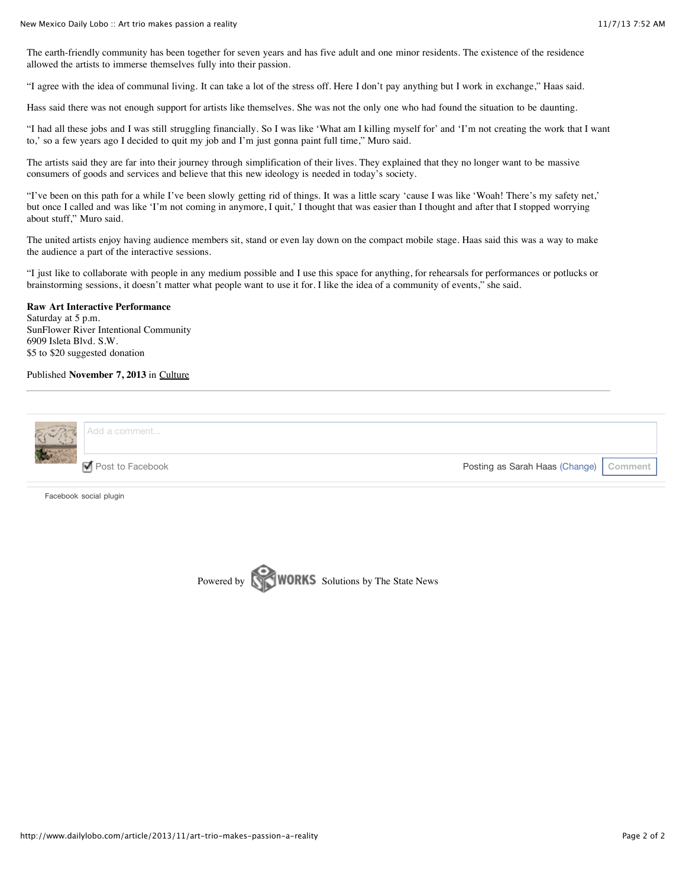The earth-friendly community has been together for seven years and has five adult and one minor residents. The existence of the residence allowed the artists to immerse themselves fully into their passion.

"I agree with the idea of communal living. It can take a lot of the stress off. Here I don't pay anything but I work in exchange," Haas said.

Hass said there was not enough support for artists like themselves. She was not the only one who had found the situation to be daunting.

"I had all these jobs and I was still struggling financially. So I was like 'What am I killing myself for' and 'I'm not creating the work that I want to,' so a few years ago I decided to quit my job and I'm just gonna paint full time," Muro said.

The artists said they are far into their journey through simplification of their lives. They explained that they no longer want to be massive consumers of goods and services and believe that this new ideology is needed in today's society.

"I've been on this path for a while I've been slowly getting rid of things. It was a little scary 'cause I was like 'Woah! There's my safety net,' but once I called and was like 'I'm not coming in anymore, I quit,' I thought that was easier than I thought and after that I stopped worrying about stuff," Muro said.

The united artists enjoy having audience members sit, stand or even lay down on the compact mobile stage. Haas said this was a way to make the audience a part of the interactive sessions.

"I just like to collaborate with people in any medium possible and I use this space for anything, for rehearsals for performances or potlucks or brainstorming sessions, it doesn't matter what people want to use it for. I like the idea of a community of events," she said.

**Raw Art Interactive Performance**
Saturday at 5 p.m.
SunFlower River Intentional Community
6909 Isleta Blvd. S.W.
$5 to $20 suggested donation

Published **November 7, 2013** in Culture

Add a comment...

Post to Facebook

Posting as Sarah Haas (Change) Comment

Facebook social plugin

Powered by WORKS Solutions by The State News